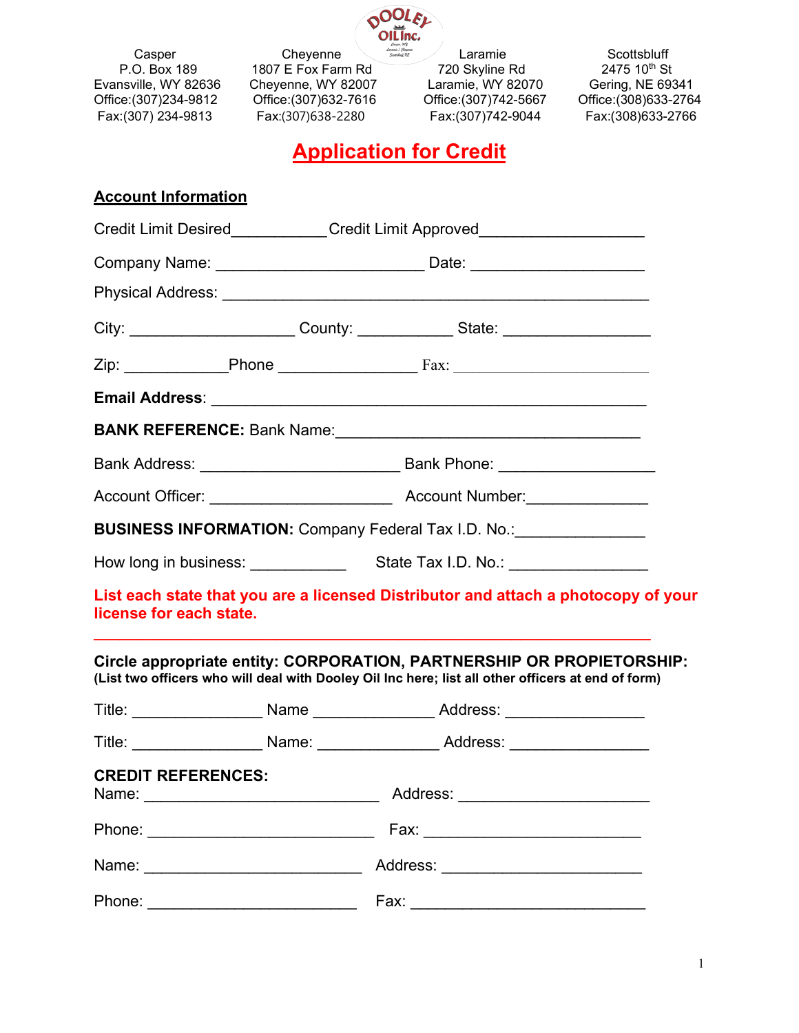| Casper | Cheyenne | Laramie | Scottsbluff |
|---|---|---|---|
| P.O. Box 189 | 1807 E Fox Farm Rd | 720 Skyline Rd | 2475 10th St |
| Evansville, WY 82636 | Cheyenne, WY 82007 | Laramie, WY 82070 | Gering, NE 69341 |
| Office:(307)234-9812 | Office:(307)632-7616 | Office:(307)742-5667 | Office:(308)633-2764 |
| Fax:(307) 234-9813 | Fax:(307)638-2280 | Fax:(307)742-9044 | Fax:(308)633-2766 |

# Application for Credit

## Account Information

Credit Limit Desired___________Credit Limit Approved__________________

Company Name: ________________________ Date: ____________________

Physical Address: ________________________________________________

City: ___________________ County: ___________ State: _________________

Zip: ____________Phone _______________ Fax: ______________________

**Email Address**: __________________________________________________

**BANK REFERENCE:** Bank Name:___________________________________

Bank Address: _______________________ Bank Phone: __________________

Account Officer: _____________________ Account Number:______________

**BUSINESS INFORMATION:** Company Federal Tax I.D. No.:______________

How long in business: ___________ State Tax I.D. No.: _______________

**List each state that you are a licensed Distributor and attach a photocopy of your license for each state.**

_________________________________________________________________

**Circle appropriate entity: CORPORATION, PARTNERSHIP OR PROPIETORSHIP:**
**(List two officers who will deal with Dooley Oil Inc here; list all other officers at end of form)**

Title: _______________ Name ______________ Address: ________________

Title: _______________ Name: ______________ Address: ________________

**CREDIT REFERENCES:**
Name: ___________________________ Address: ______________________

Phone: __________________________ Fax: _________________________

Name: _________________________ Address: _______________________

Phone: ________________________ Fax: ___________________________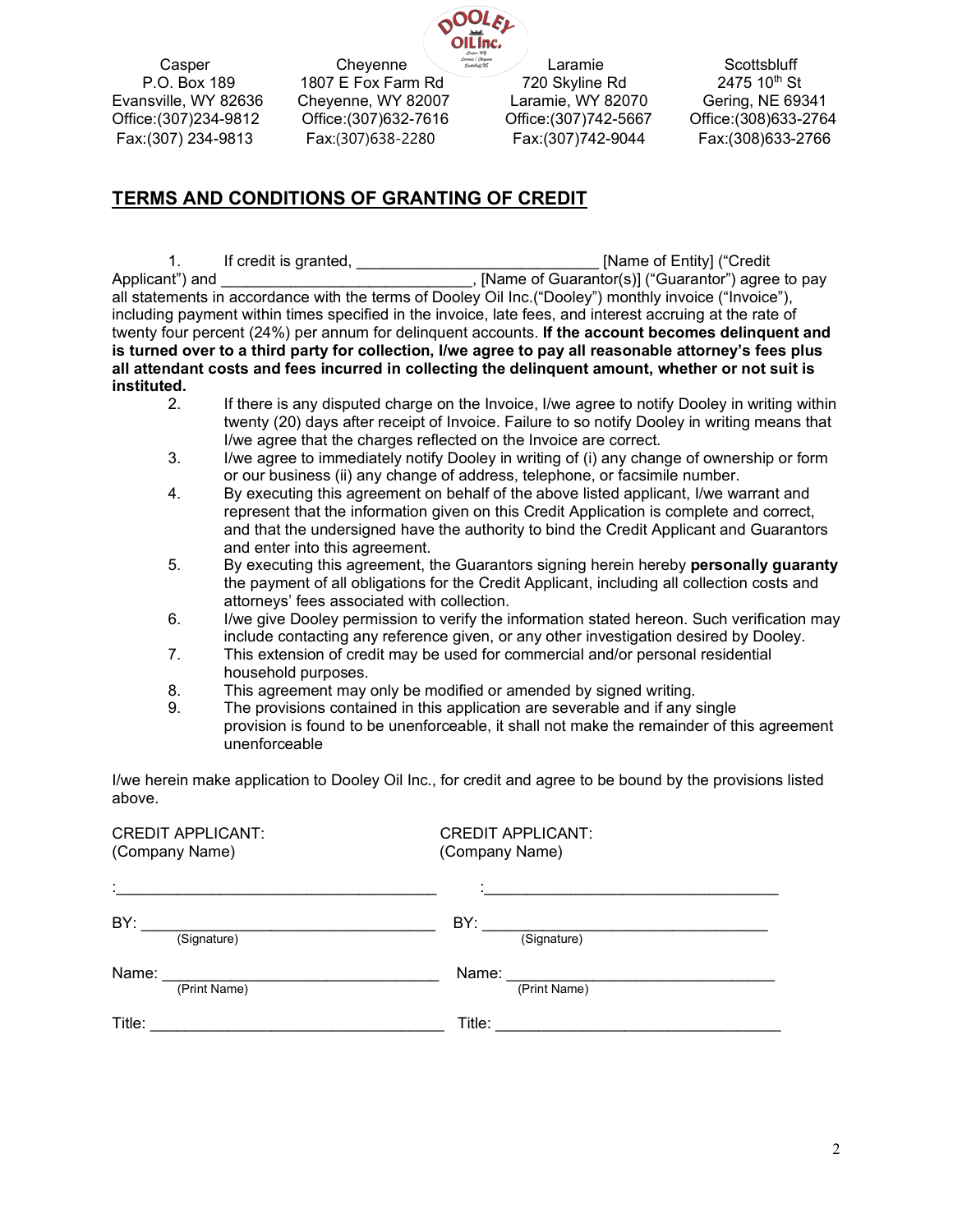| Casper | Cheyenne | Laramie | Scottsbluff |
| --- | --- | --- | --- |
| P.O. Box 189 | 1807 E Fox Farm Rd | 720 Skyline Rd | 2475 10th St |
| Evansville, WY 82636 | Cheyenne, WY 82007 | Laramie, WY 82070 | Gering, NE 69341 |
| Office:(307)234-9812 | Office:(307)632-7616 | Office:(307)742-5667 | Office:(308)633-2764 |
| Fax:(307) 234-9813 | Fax:(307)638-2280 | Fax:(307)742-9044 | Fax:(308)633-2766 |

## TERMS AND CONDITIONS OF GRANTING OF CREDIT

1. If credit is granted, ___________________________ [Name of Entity] ("Credit Applicant") and ____________________________, [Name of Guarantor(s)] ("Guarantor") agree to pay all statements in accordance with the terms of Dooley Oil Inc.("Dooley") monthly invoice ("Invoice"), including payment within times specified in the invoice, late fees, and interest accruing at the rate of twenty four percent (24%) per annum for delinquent accounts. **If the account becomes delinquent and is turned over to a third party for collection, I/we agree to pay all reasonable attorney's fees plus all attendant costs and fees incurred in collecting the delinquent amount, whether or not suit is instituted.**
2. If there is any disputed charge on the Invoice, I/we agree to notify Dooley in writing within twenty (20) days after receipt of Invoice. Failure to so notify Dooley in writing means that I/we agree that the charges reflected on the Invoice are correct.
3. I/we agree to immediately notify Dooley in writing of (i) any change of ownership or form or our business (ii) any change of address, telephone, or facsimile number.
4. By executing this agreement on behalf of the above listed applicant, I/we warrant and represent that the information given on this Credit Application is complete and correct, and that the undersigned have the authority to bind the Credit Applicant and Guarantors and enter into this agreement.
5. By executing this agreement, the Guarantors signing herein hereby **personally guaranty** the payment of all obligations for the Credit Applicant, including all collection costs and attorneys' fees associated with collection.
6. I/we give Dooley permission to verify the information stated hereon. Such verification may include contacting any reference given, or any other investigation desired by Dooley.
7. This extension of credit may be used for commercial and/or personal residential household purposes.
8. This agreement may only be modified or amended by signed writing.
9. The provisions contained in this application are severable and if any single provision is found to be unenforceable, it shall not make the remainder of this agreement unenforceable

I/we herein make application to Dooley Oil Inc., for credit and agree to be bound by the provisions listed above.

| CREDIT APPLICANT: (Company Name) | CREDIT APPLICANT: (Company Name) |
| --- | --- |
| :____________________________________ | :____________________________________ |
| BY: _________________________________ (Signature) | BY: _________________________________ (Signature) |
| Name: _______________________________ (Print Name) | Name: _______________________________ (Print Name) |
| Title: _______________________________ | Title: _______________________________ |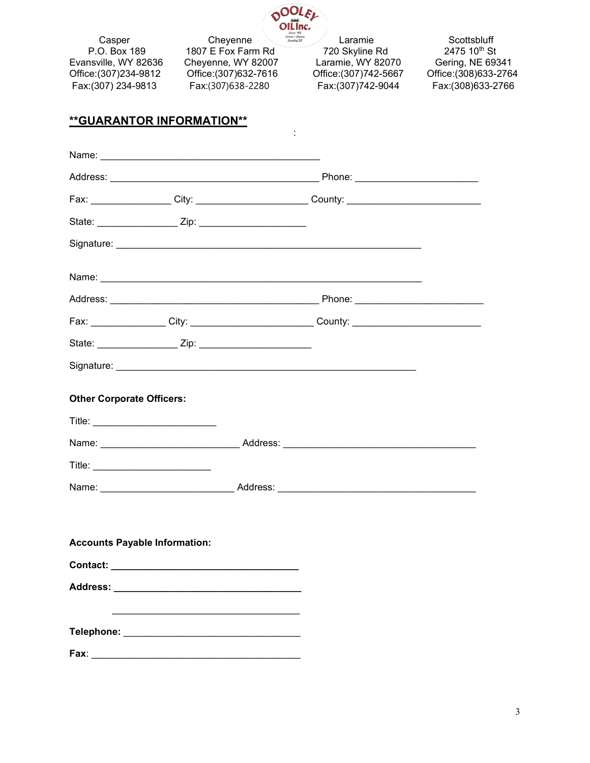| Casper | Cheyenne | Laramie | Scottsbluff |
|---|---|---|---|
| P.O. Box 189 | 1807 E Fox Farm Rd | 720 Skyline Rd | 2475 10th St |
| Evansville, WY 82636 | Cheyenne, WY 82007 | Laramie, WY 82070 | Gering, NE 69341 |
| Office:(307)234-9812 | Office:(307)632-7616 | Office:(307)742-5667 | Office:(308)633-2764 |
| Fax:(307) 234-9813 | Fax:(307)638-2280 | Fax:(307)742-9044 | Fax:(308)633-2766 |

## **GUARANTOR INFORMATION**

:

Name: ________________________________________

Address: ______________________________________ Phone: ______________________

Fax: ______________ City: ____________________ County: ________________________

State: ______________ Zip: ___________________

Signature: _______________________________________________________

Name: ___________________________________________________________

Address: ______________________________________ Phone: _______________________

Fax: _____________ City: ______________________ County: _______________________

State: ______________ Zip: ____________________

Signature: ______________________________________________________

**Other Corporate Officers:**

Title: ______________________

Name: _________________________ Address: ___________________________________

Title: _____________________

Name: ________________________ Address: ____________________________________

**Accounts Payable Information:**

**Contact: __________________________________**

**Address: __________________________________**

__________________________________

**Telephone:** ________________________________

**Fax**: ______________________________________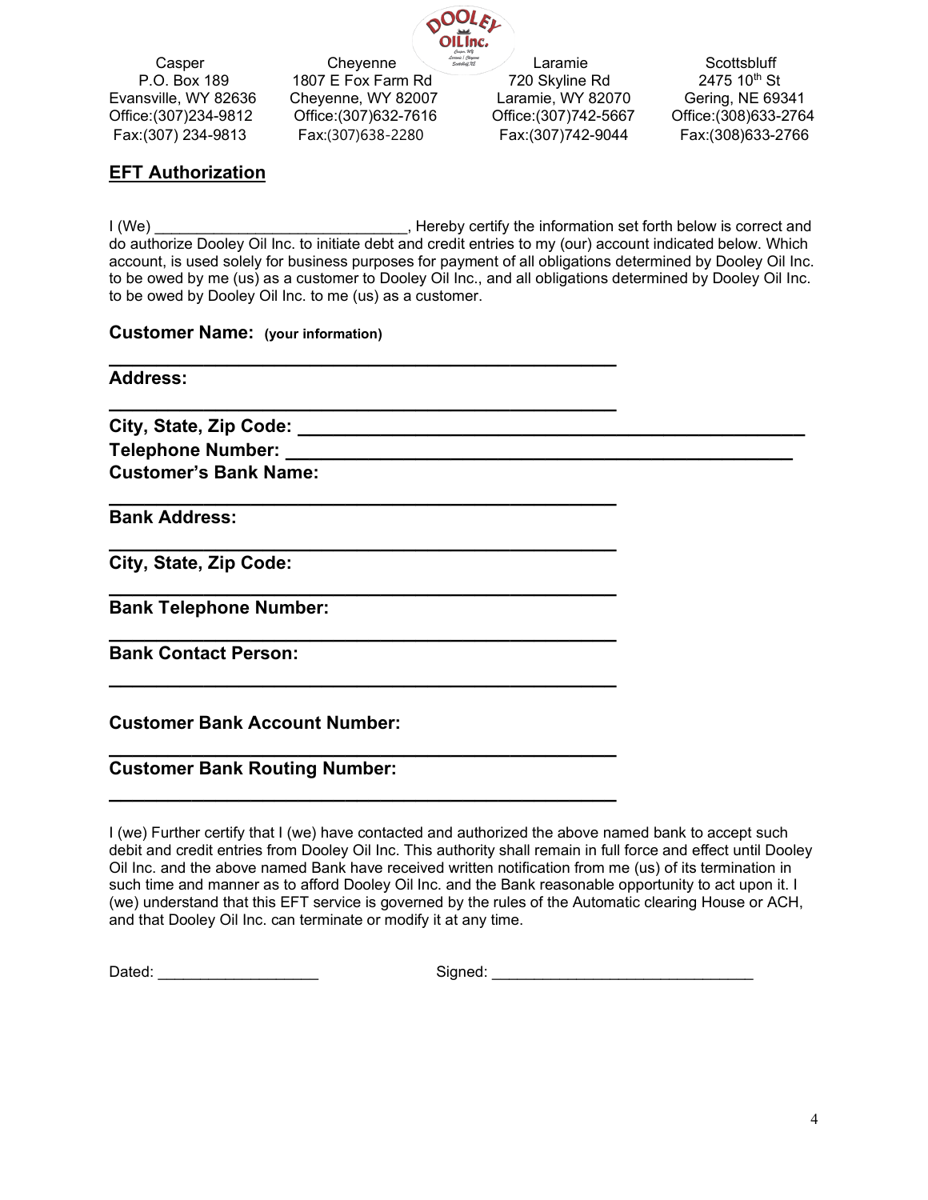| Casper | Cheyenne | Laramie | Scottsbluff |
|---|---|---|---|
| P.O. Box 189 | 1807 E Fox Farm Rd | 720 Skyline Rd | 2475 10th St |
| Evansville, WY 82636 | Cheyenne, WY 82007 | Laramie, WY 82070 | Gering, NE 69341 |
| Office:(307)234-9812 | Office:(307)632-7616 | Office:(307)742-5667 | Office:(308)633-2764 |
| Fax:(307) 234-9813 | Fax:(307)638-2280 | Fax:(307)742-9044 | Fax:(308)633-2766 |

## EFT Authorization

I (We) ______________________________, Hereby certify the information set forth below is correct and do authorize Dooley Oil Inc. to initiate debt and credit entries to my (our) account indicated below. Which account, is used solely for business purposes for payment of all obligations determined by Dooley Oil Inc. to be owed by me (us) as a customer to Dooley Oil Inc., and all obligations determined by Dooley Oil Inc. to be owed by Dooley Oil Inc. to me (us) as a customer.

**Customer Name:** **(your information)**

**______________________________________________**

**Address:**

**______________________________________________**

**City, State, Zip Code: ______________________________________________**

**Telephone Number: ______________________________________________**

**Customer's Bank Name:**

**______________________________________________**

**Bank Address:**

**______________________________________________**

**City, State, Zip Code:**

**______________________________________________**

**Bank Telephone Number:**

**______________________________________________**

**Bank Contact Person:**

**______________________________________________**

**Customer Bank Account Number:**

**______________________________________________**

**Customer Bank Routing Number:**

**______________________________________________**

I (we) Further certify that I (we) have contacted and authorized the above named bank to accept such debit and credit entries from Dooley Oil Inc. This authority shall remain in full force and effect until Dooley Oil Inc. and the above named Bank have received written notification from me (us) of its termination in such time and manner as to afford Dooley Oil Inc. and the Bank reasonable opportunity to act upon it. I (we) understand that this EFT service is governed by the rules of the Automatic clearing House or ACH, and that Dooley Oil Inc. can terminate or modify it at any time.

Dated: ___________________ Signed: _______________________________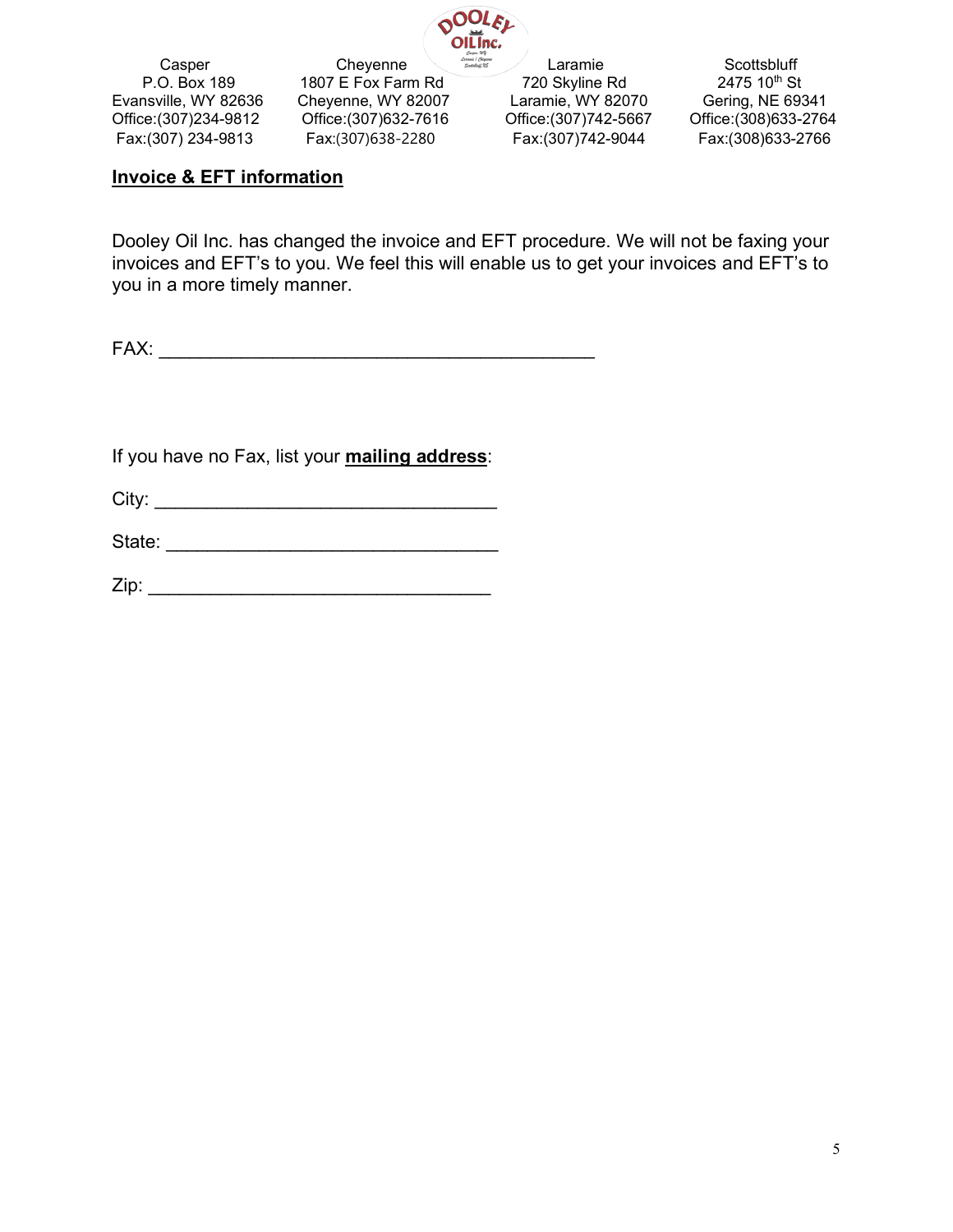| Casper | Cheyenne | Laramie | Scottsbluff |
|---|---|---|---|
| P.O. Box 189 | 1807 E Fox Farm Rd | 720 Skyline Rd | 2475 10th St |
| Evansville, WY 82636 | Cheyenne, WY 82007 | Laramie, WY 82070 | Gering, NE 69341 |
| Office:(307)234-9812 | Office:(307)632-7616 | Office:(307)742-5667 | Office:(308)633-2764 |
| Fax:(307) 234-9813 | Fax:(307)638-2280 | Fax:(307)742-9044 | Fax:(308)633-2766 |

**Invoice & EFT information**

Dooley Oil Inc. has changed the invoice and EFT procedure. We will not be faxing your invoices and EFT's to you. We feel this will enable us to get your invoices and EFT's to you in a more timely manner.

FAX: ________________________________________

If you have no Fax, list your **mailing address**:

City: ________________________________

State: ______________________________

Zip: ________________________________